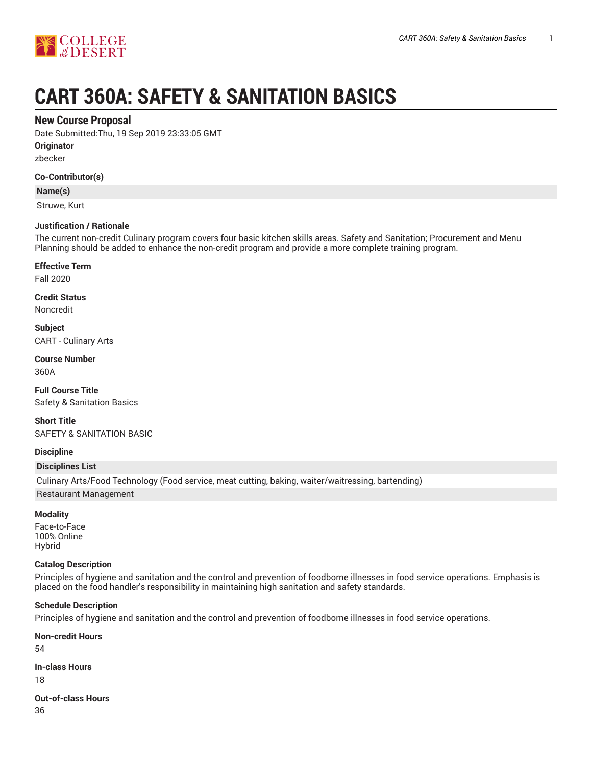# CART 360A: SAFETY & SANITATION BASICS

## New Course Proposal

Date Submitted:Thu, 19 Sep 2019 23:33:05 GMT

**Originator**

zbecker

**Co-Contributor(s)**

| Name(s) |
| --- |
| Struwe, Kurt |

**Justification / Rationale**

The current non-credit Culinary program covers four basic kitchen skills areas. Safety and Sanitation; Procurement and Menu Planning should be added to enhance the non-credit program and provide a more complete training program.

**Effective Term**

Fall 2020

**Credit Status**

Noncredit

**Subject**

CART - Culinary Arts

**Course Number**

360A

**Full Course Title**

Safety & Sanitation Basics

**Short Title**

SAFETY & SANITATION BASIC

**Discipline**

| Disciplines List |
| --- |
| Culinary Arts/Food Technology (Food service, meat cutting, baking, waiter/waitressing, bartending) |
| Restaurant Management |

**Modality**

Face-to-Face
100% Online
Hybrid

**Catalog Description**

Principles of hygiene and sanitation and the control and prevention of foodborne illnesses in food service operations. Emphasis is placed on the food handler's responsibility in maintaining high sanitation and safety standards.

**Schedule Description**

Principles of hygiene and sanitation and the control and prevention of foodborne illnesses in food service operations.

**Non-credit Hours**

54

**In-class Hours**

18

**Out-of-class Hours**

36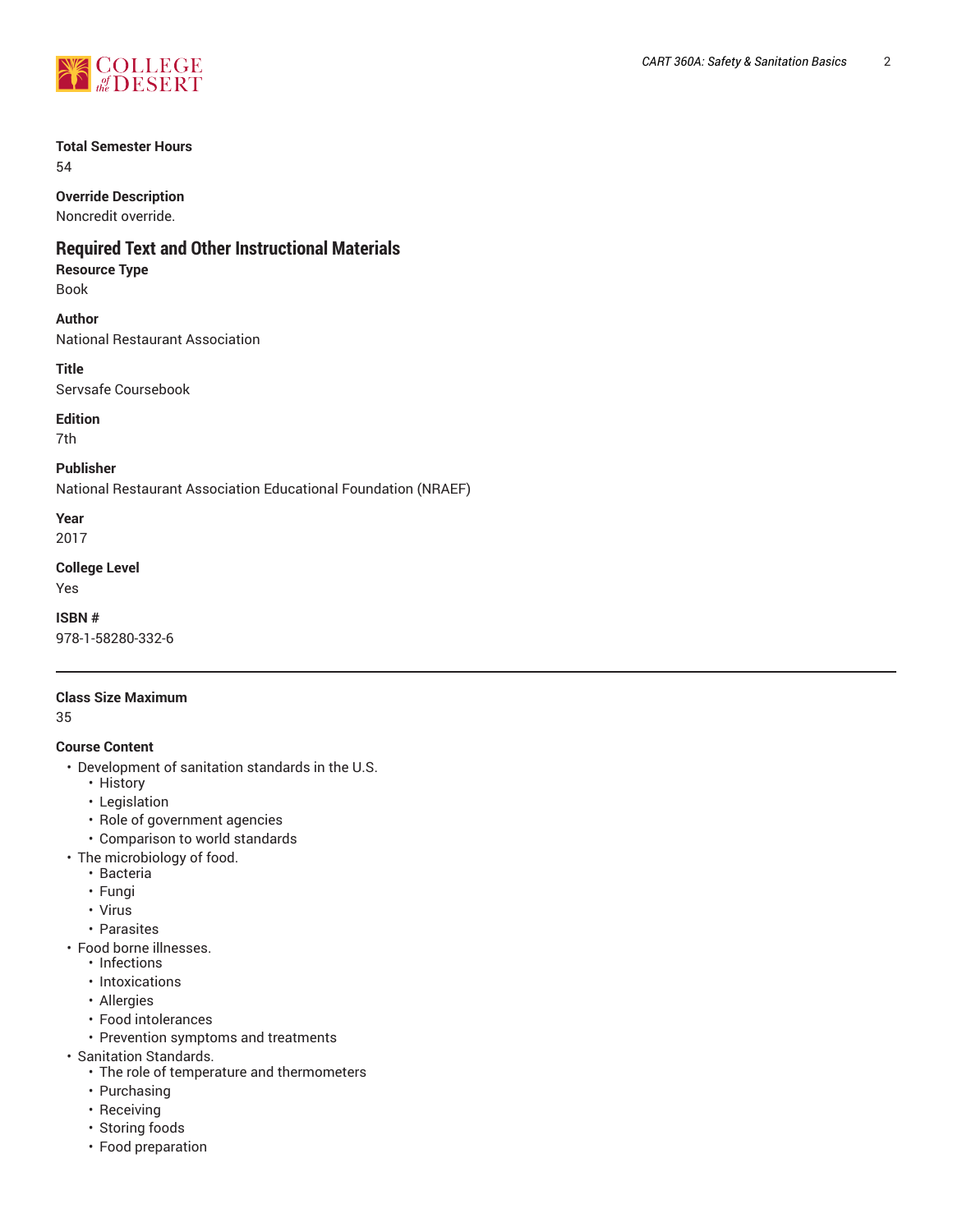**Total Semester Hours**
54

**Override Description**
Noncredit override.

## Required Text and Other Instructional Materials

**Resource Type**
Book

**Author**
National Restaurant Association

**Title**
Servsafe Coursebook

**Edition**
7th

**Publisher**
National Restaurant Association Educational Foundation (NRAEF)

**Year**
2017

**College Level**
Yes

**ISBN #**
978-1-58280-332-6

---

**Class Size Maximum**
35

**Course Content**

- Development of sanitation standards in the U.S.
  - History
  - Legislation
  - Role of government agencies
  - Comparison to world standards
- The microbiology of food.
  - Bacteria
  - Fungi
  - Virus
  - Parasites
- Food borne illnesses.
  - Infections
  - Intoxications
  - Allergies
  - Food intolerances
  - Prevention symptoms and treatments
- Sanitation Standards.
  - The role of temperature and thermometers
  - Purchasing
  - Receiving
  - Storing foods
  - Food preparation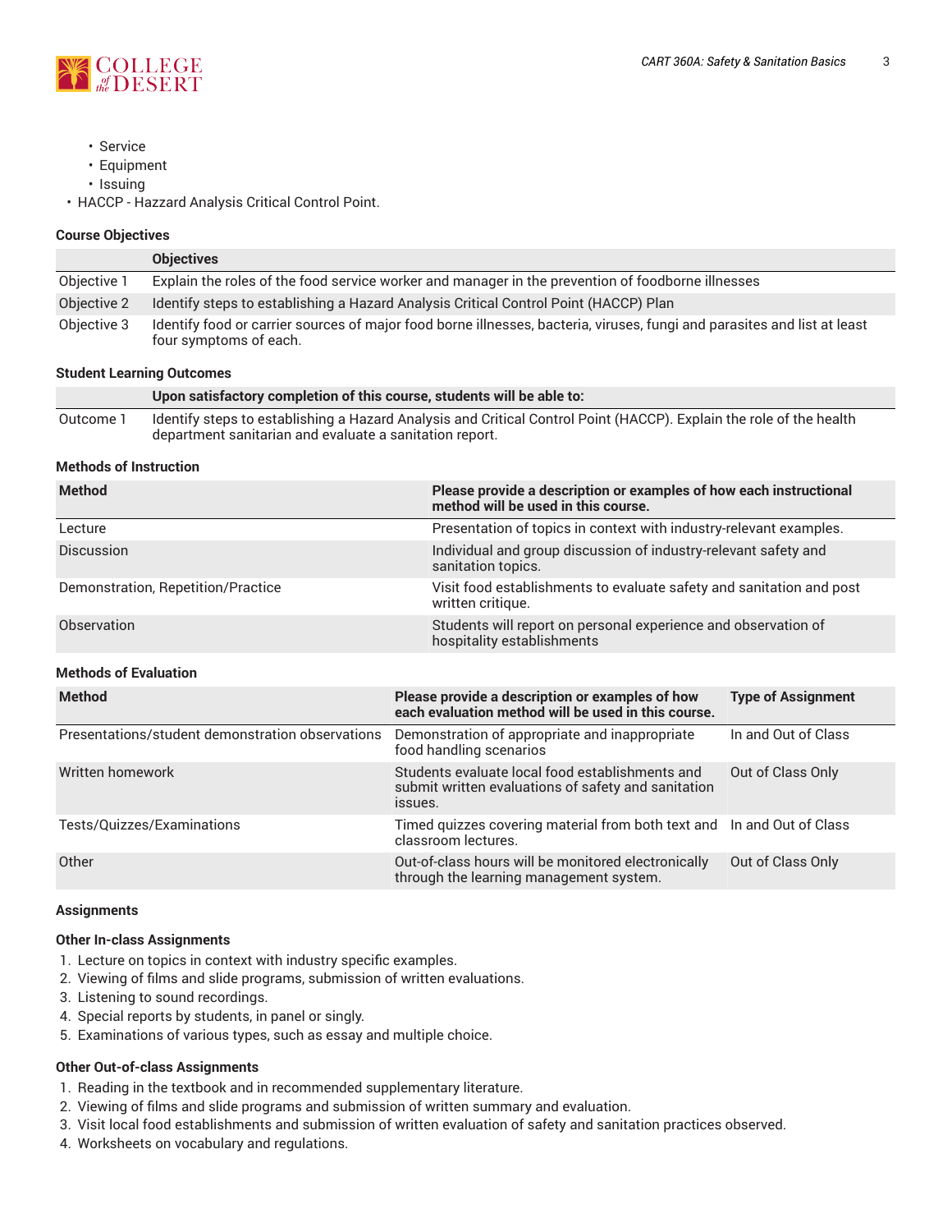- Service
  - Equipment
  - Issuing
- HACCP - Hazard Analysis Critical Control Point.

#### Course Objectives

| | Objectives |
|---|---|
| Objective 1 | Explain the roles of the food service worker and manager in the prevention of foodborne illnesses |
| Objective 2 | Identify steps to establishing a Hazard Analysis Critical Control Point (HACCP) Plan |
| Objective 3 | Identify food or carrier sources of major food borne illnesses, bacteria, viruses, fungi and parasites and list at least four symptoms of each. |

#### Student Learning Outcomes

| | Upon satisfactory completion of this course, students will be able to: |
|---|---|
| Outcome 1 | Identify steps to establishing a Hazard Analysis and Critical Control Point (HACCP). Explain the role of the health department sanitarian and evaluate a sanitation report. |

#### Methods of Instruction

| Method | Please provide a description or examples of how each instructional method will be used in this course. |
|---|---|
| Lecture | Presentation of topics in context with industry-relevant examples. |
| Discussion | Individual and group discussion of industry-relevant safety and sanitation topics. |
| Demonstration, Repetition/Practice | Visit food establishments to evaluate safety and sanitation and post written critique. |
| Observation | Students will report on personal experience and observation of hospitality establishments |

#### Methods of Evaluation

| Method | Please provide a description or examples of how each evaluation method will be used in this course. | Type of Assignment |
|---|---|---|
| Presentations/student demonstration observations | Demonstration of appropriate and inappropriate food handling scenarios | In and Out of Class |
| Written homework | Students evaluate local food establishments and submit written evaluations of safety and sanitation issues. | Out of Class Only |
| Tests/Quizzes/Examinations | Timed quizzes covering material from both text and classroom lectures. | In and Out of Class |
| Other | Out-of-class hours will be monitored electronically through the learning management system. | Out of Class Only |

#### Assignments

#### Other In-class Assignments

1. Lecture on topics in context with industry specific examples.
2. Viewing of films and slide programs, submission of written evaluations.
3. Listening to sound recordings.
4. Special reports by students, in panel or singly.
5. Examinations of various types, such as essay and multiple choice.

#### Other Out-of-class Assignments

1. Reading in the textbook and in recommended supplementary literature.
2. Viewing of films and slide programs and submission of written summary and evaluation.
3. Visit local food establishments and submission of written evaluation of safety and sanitation practices observed.
4. Worksheets on vocabulary and regulations.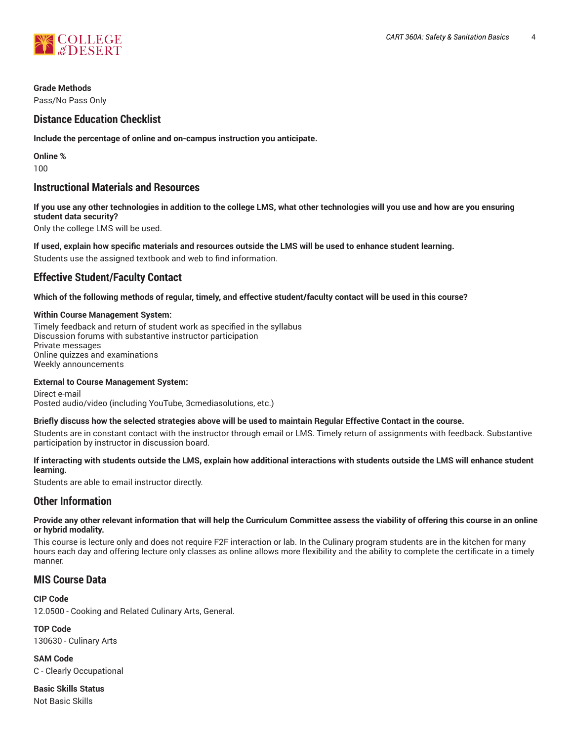**Grade Methods**

Pass/No Pass Only

## Distance Education Checklist

**Include the percentage of online and on-campus instruction you anticipate.**

**Online %**

100

## Instructional Materials and Resources

**If you use any other technologies in addition to the college LMS, what other technologies will you use and how are you ensuring student data security?**

Only the college LMS will be used.

**If used, explain how specific materials and resources outside the LMS will be used to enhance student learning.**

Students use the assigned textbook and web to find information.

## Effective Student/Faculty Contact

**Which of the following methods of regular, timely, and effective student/faculty contact will be used in this course?**

**Within Course Management System:**

Timely feedback and return of student work as specified in the syllabus
Discussion forums with substantive instructor participation
Private messages
Online quizzes and examinations
Weekly announcements

**External to Course Management System:**

Direct e-mail
Posted audio/video (including YouTube, 3cmediasolutions, etc.)

**Briefly discuss how the selected strategies above will be used to maintain Regular Effective Contact in the course.**

Students are in constant contact with the instructor through email or LMS. Timely return of assignments with feedback. Substantive participation by instructor in discussion board.

**If interacting with students outside the LMS, explain how additional interactions with students outside the LMS will enhance student learning.**

Students are able to email instructor directly.

## Other Information

**Provide any other relevant information that will help the Curriculum Committee assess the viability of offering this course in an online or hybrid modality.**

This course is lecture only and does not require F2F interaction or lab. In the Culinary program students are in the kitchen for many hours each day and offering lecture only classes as online allows more flexibility and the ability to complete the certificate in a timely manner.

## MIS Course Data

**CIP Code**

12.0500 - Cooking and Related Culinary Arts, General.

**TOP Code**

130630 - Culinary Arts

**SAM Code**

C - Clearly Occupational

**Basic Skills Status**

Not Basic Skills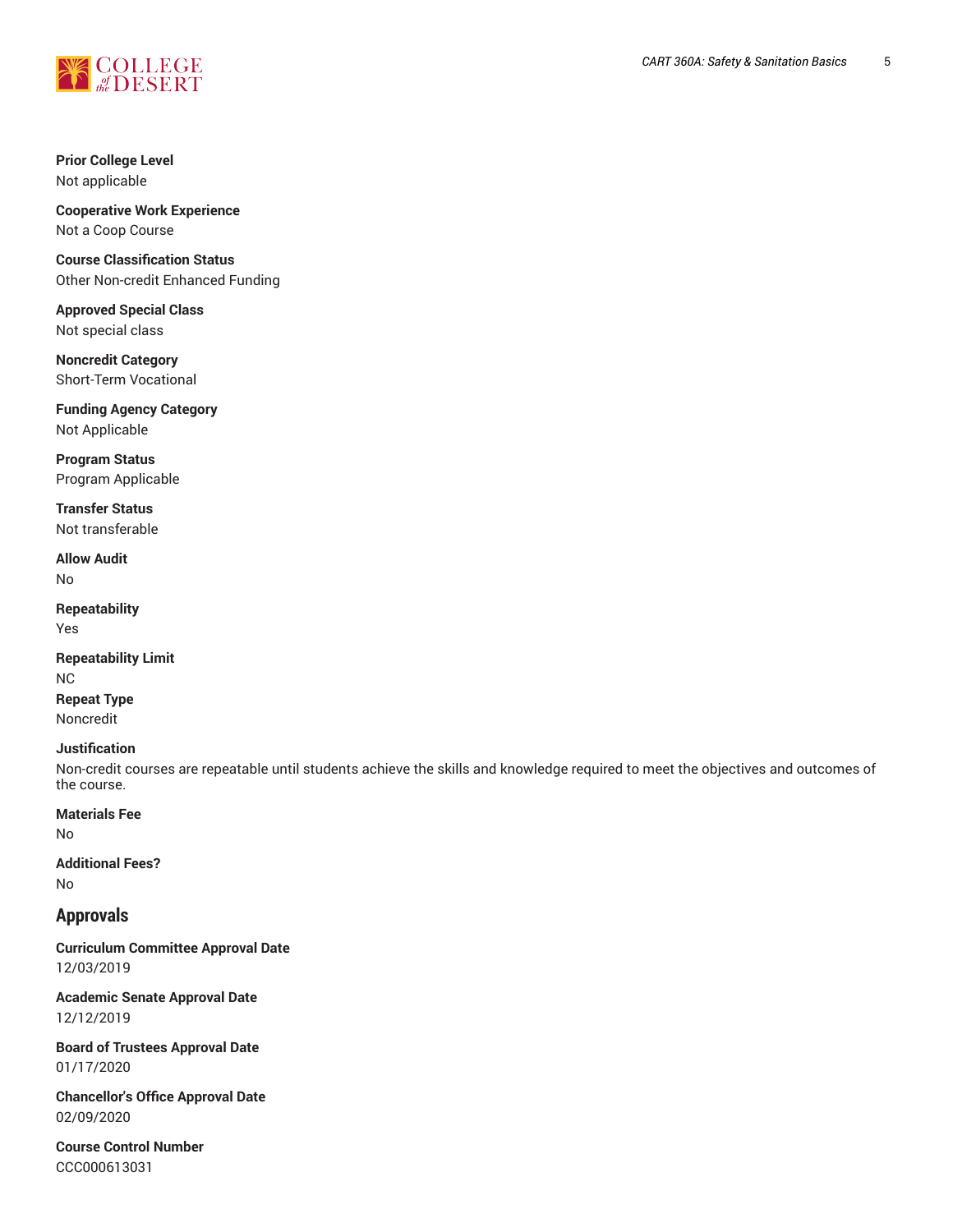**Prior College Level**
Not applicable

**Cooperative Work Experience**
Not a Coop Course

**Course Classification Status**
Other Non-credit Enhanced Funding

**Approved Special Class**
Not special class

**Noncredit Category**
Short-Term Vocational

**Funding Agency Category**
Not Applicable

**Program Status**
Program Applicable

**Transfer Status**
Not transferable

**Allow Audit**
No

**Repeatability**
Yes

**Repeatability Limit**
NC

**Repeat Type**
Noncredit

**Justification**
Non-credit courses are repeatable until students achieve the skills and knowledge required to meet the objectives and outcomes of the course.

**Materials Fee**
No

**Additional Fees?**
No

## Approvals

**Curriculum Committee Approval Date**
12/03/2019

**Academic Senate Approval Date**
12/12/2019

**Board of Trustees Approval Date**
01/17/2020

**Chancellor's Office Approval Date**
02/09/2020

**Course Control Number**
CCC000613031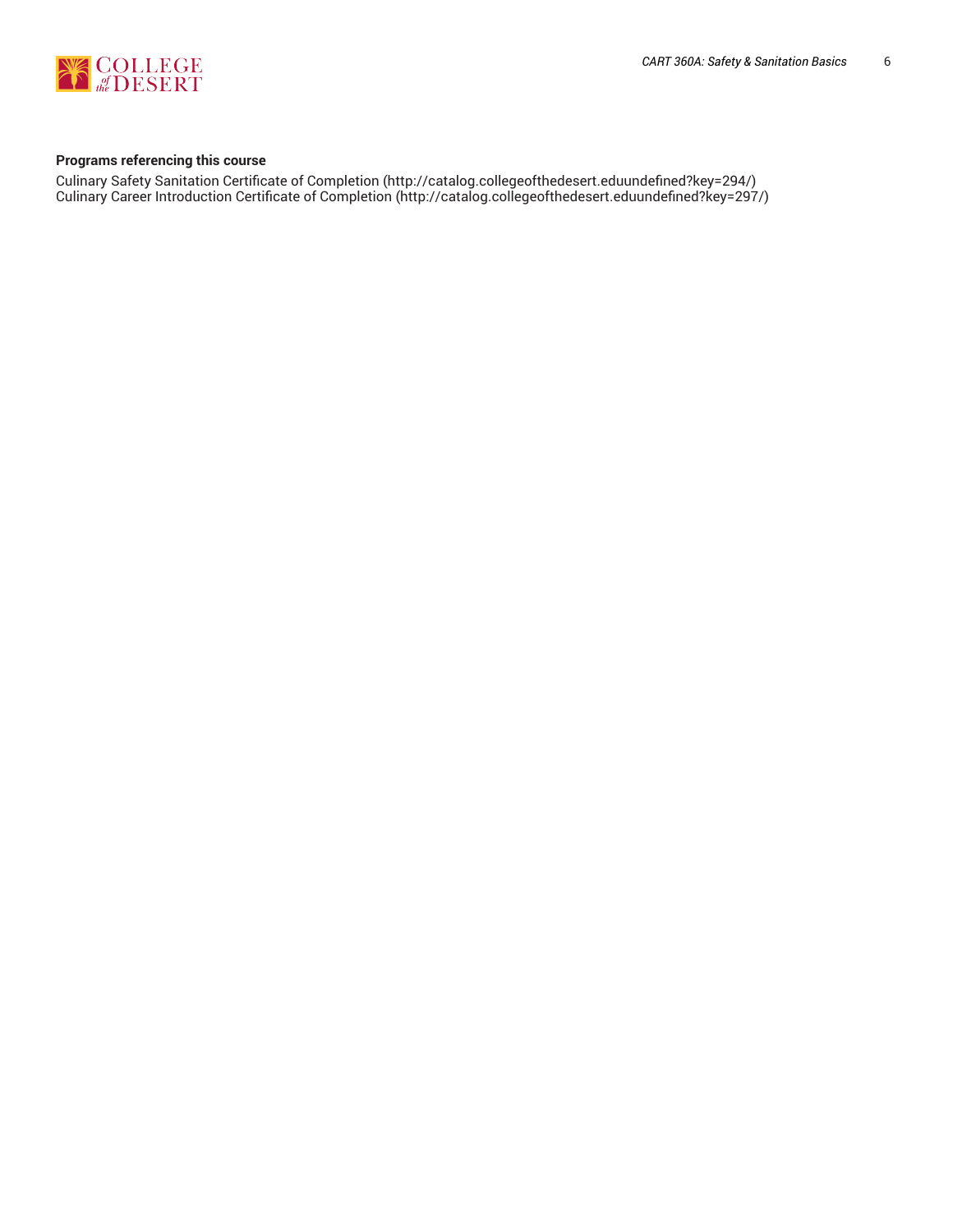**Programs referencing this course**

Culinary Safety Sanitation Certificate of Completion (http://catalog.collegeofthedesert.eduundefined?key=294/)
Culinary Career Introduction Certificate of Completion (http://catalog.collegeofthedesert.eduundefined?key=297/)